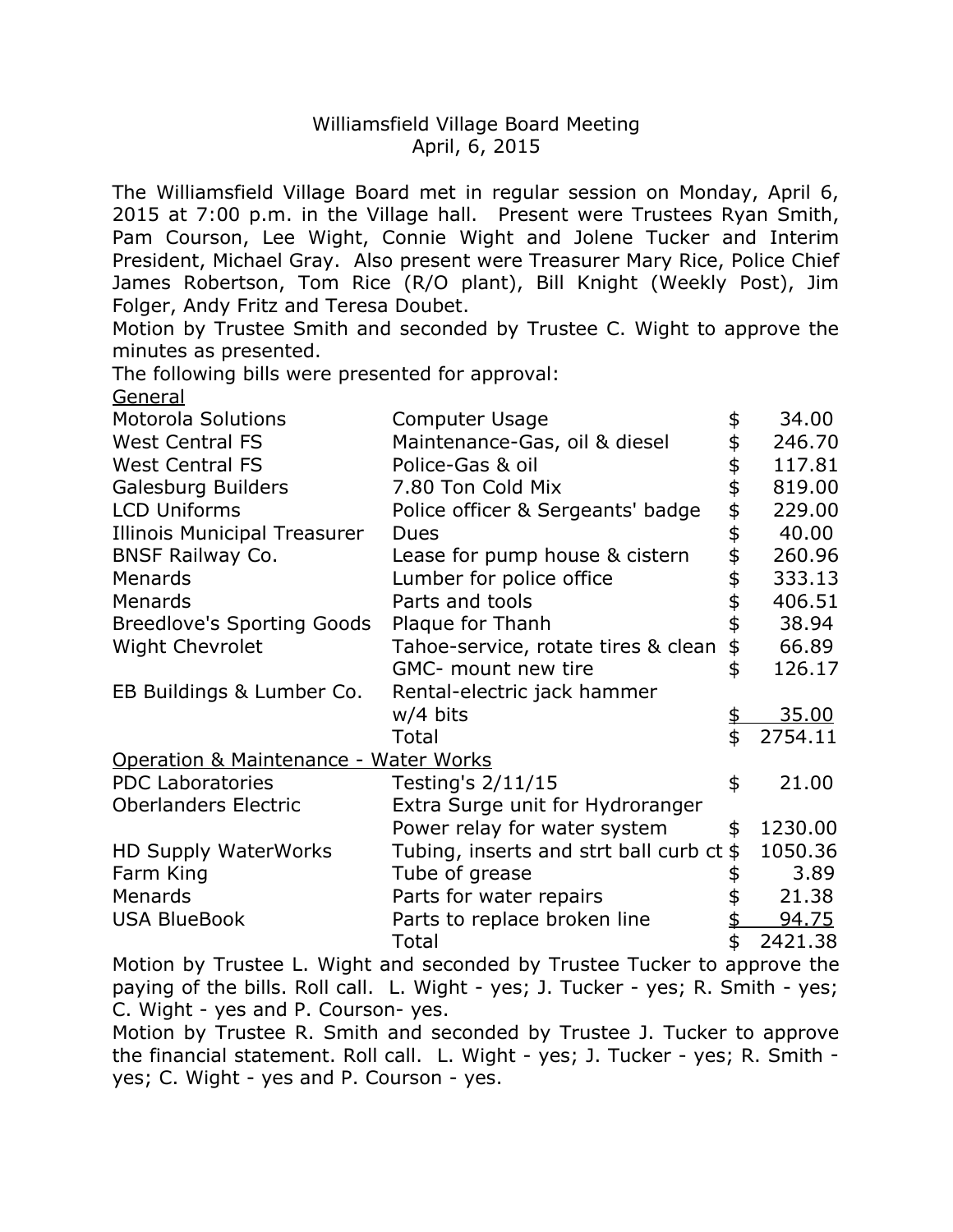Williamsfield Village Board Meeting
April, 6, 2015

The Williamsfield Village Board met in regular session on Monday, April 6, 2015 at 7:00 p.m. in the Village hall. Present were Trustees Ryan Smith, Pam Courson, Lee Wight, Connie Wight and Jolene Tucker and Interim President, Michael Gray. Also present were Treasurer Mary Rice, Police Chief James Robertson, Tom Rice (R/O plant), Bill Knight (Weekly Post), Jim Folger, Andy Fritz and Teresa Doubet.

Motion by Trustee Smith and seconded by Trustee C. Wight to approve the minutes as presented.

The following bills were presented for approval:

<u>General</u>

| | | | |
|---|---|---|---|
| Motorola Solutions | Computer Usage | $ | 34.00 |
| West Central FS | Maintenance-Gas, oil & diesel | $ | 246.70 |
| West Central FS | Police-Gas & oil | $ | 117.81 |
| Galesburg Builders | 7.80 Ton Cold Mix | $ | 819.00 |
| LCD Uniforms | Police officer & Sergeants' badge | $ | 229.00 |
| Illinois Municipal Treasurer | Dues | $ | 40.00 |
| BNSF Railway Co. | Lease for pump house & cistern | $ | 260.96 |
| Menards | Lumber for police office | $ | 333.13 |
| Menards | Parts and tools | $ | 406.51 |
| Breedlove's Sporting Goods | Plaque for Thanh | $ | 38.94 |
| Wight Chevrolet | Tahoe-service, rotate tires & clean | $ | 66.89 |
| | GMC- mount new tire | $ | 126.17 |
| EB Buildings & Lumber Co. | Rental-electric jack hammer w/4 bits | $ | 35.00 |
| | Total | $ | 2754.11 |

<u>Operation & Maintenance - Water Works</u>

| | | | |
|---|---|---|---|
| PDC Laboratories | Testing's 2/11/15 | $ | 21.00 |
| Oberlanders Electric | Extra Surge unit for Hydroranger Power relay for water system | $ | 1230.00 |
| HD Supply WaterWorks | Tubing, inserts and strt ball curb ct | $ | 1050.36 |
| Farm King | Tube of grease | $ | 3.89 |
| Menards | Parts for water repairs | $ | 21.38 |
| USA BlueBook | Parts to replace broken line | $ | 94.75 |
| | Total | $ | 2421.38 |

Motion by Trustee L. Wight and seconded by Trustee Tucker to approve the paying of the bills. Roll call. L. Wight - yes; J. Tucker - yes; R. Smith - yes; C. Wight - yes and P. Courson- yes.

Motion by Trustee R. Smith and seconded by Trustee J. Tucker to approve the financial statement. Roll call. L. Wight - yes; J. Tucker - yes; R. Smith - yes; C. Wight - yes and P. Courson - yes.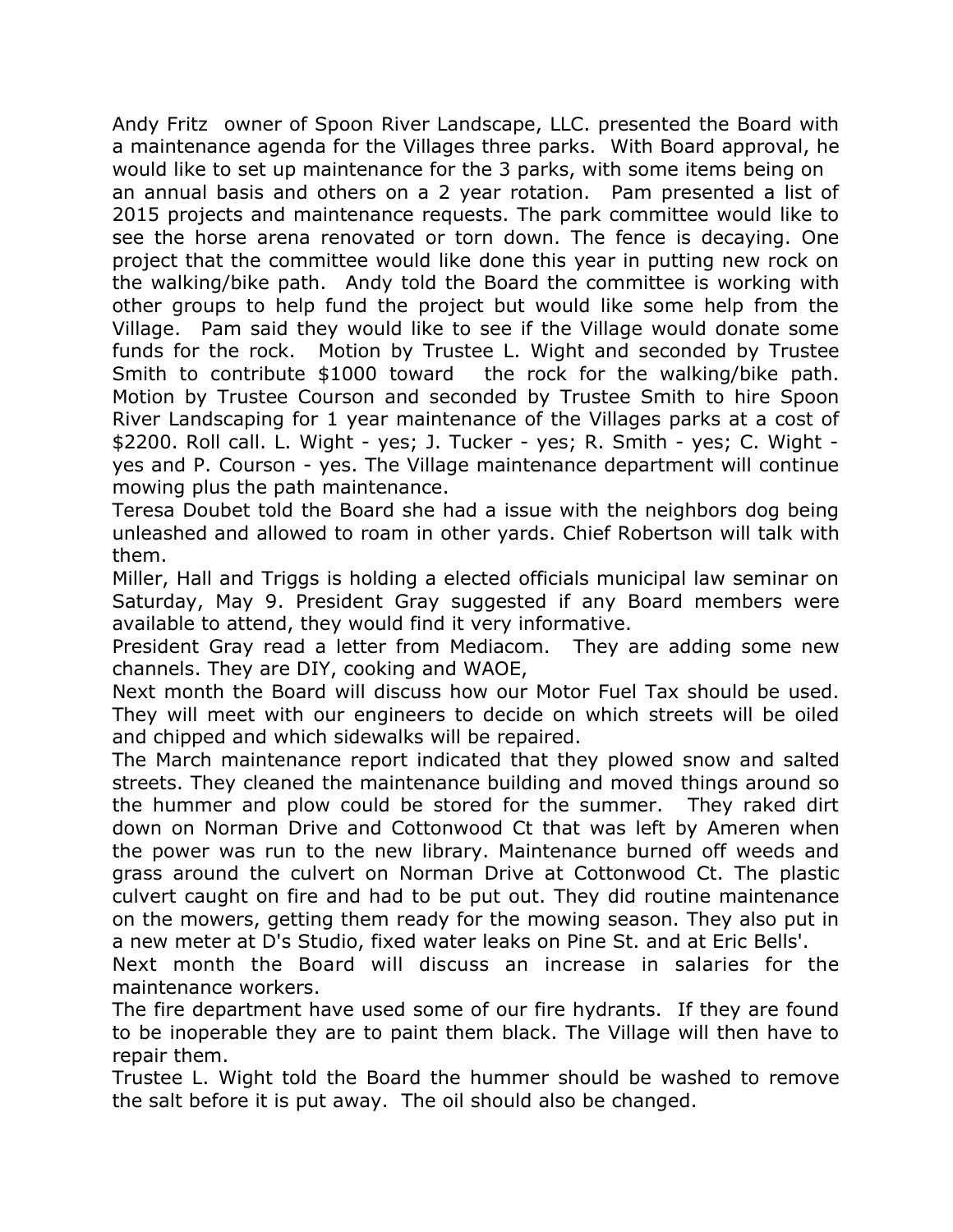Andy Fritz owner of Spoon River Landscape, LLC. presented the Board with a maintenance agenda for the Villages three parks. With Board approval, he would like to set up maintenance for the 3 parks, with some items being on an annual basis and others on a 2 year rotation. Pam presented a list of 2015 projects and maintenance requests. The park committee would like to see the horse arena renovated or torn down. The fence is decaying. One project that the committee would like done this year in putting new rock on the walking/bike path. Andy told the Board the committee is working with other groups to help fund the project but would like some help from the Village. Pam said they would like to see if the Village would donate some funds for the rock. Motion by Trustee L. Wight and seconded by Trustee Smith to contribute $1000 toward the rock for the walking/bike path. Motion by Trustee Courson and seconded by Trustee Smith to hire Spoon River Landscaping for 1 year maintenance of the Villages parks at a cost of $2200. Roll call. L. Wight - yes; J. Tucker - yes; R. Smith - yes; C. Wight - yes and P. Courson - yes. The Village maintenance department will continue mowing plus the path maintenance.

Teresa Doubet told the Board she had a issue with the neighbors dog being unleashed and allowed to roam in other yards. Chief Robertson will talk with them.

Miller, Hall and Triggs is holding a elected officials municipal law seminar on Saturday, May 9. President Gray suggested if any Board members were available to attend, they would find it very informative.

President Gray read a letter from Mediacom. They are adding some new channels. They are DIY, cooking and WAOE,

Next month the Board will discuss how our Motor Fuel Tax should be used. They will meet with our engineers to decide on which streets will be oiled and chipped and which sidewalks will be repaired.

The March maintenance report indicated that they plowed snow and salted streets. They cleaned the maintenance building and moved things around so the hummer and plow could be stored for the summer. They raked dirt down on Norman Drive and Cottonwood Ct that was left by Ameren when the power was run to the new library. Maintenance burned off weeds and grass around the culvert on Norman Drive at Cottonwood Ct. The plastic culvert caught on fire and had to be put out. They did routine maintenance on the mowers, getting them ready for the mowing season. They also put in a new meter at D's Studio, fixed water leaks on Pine St. and at Eric Bells'.

Next month the Board will discuss an increase in salaries for the maintenance workers.

The fire department have used some of our fire hydrants. If they are found to be inoperable they are to paint them black. The Village will then have to repair them.

Trustee L. Wight told the Board the hummer should be washed to remove the salt before it is put away. The oil should also be changed.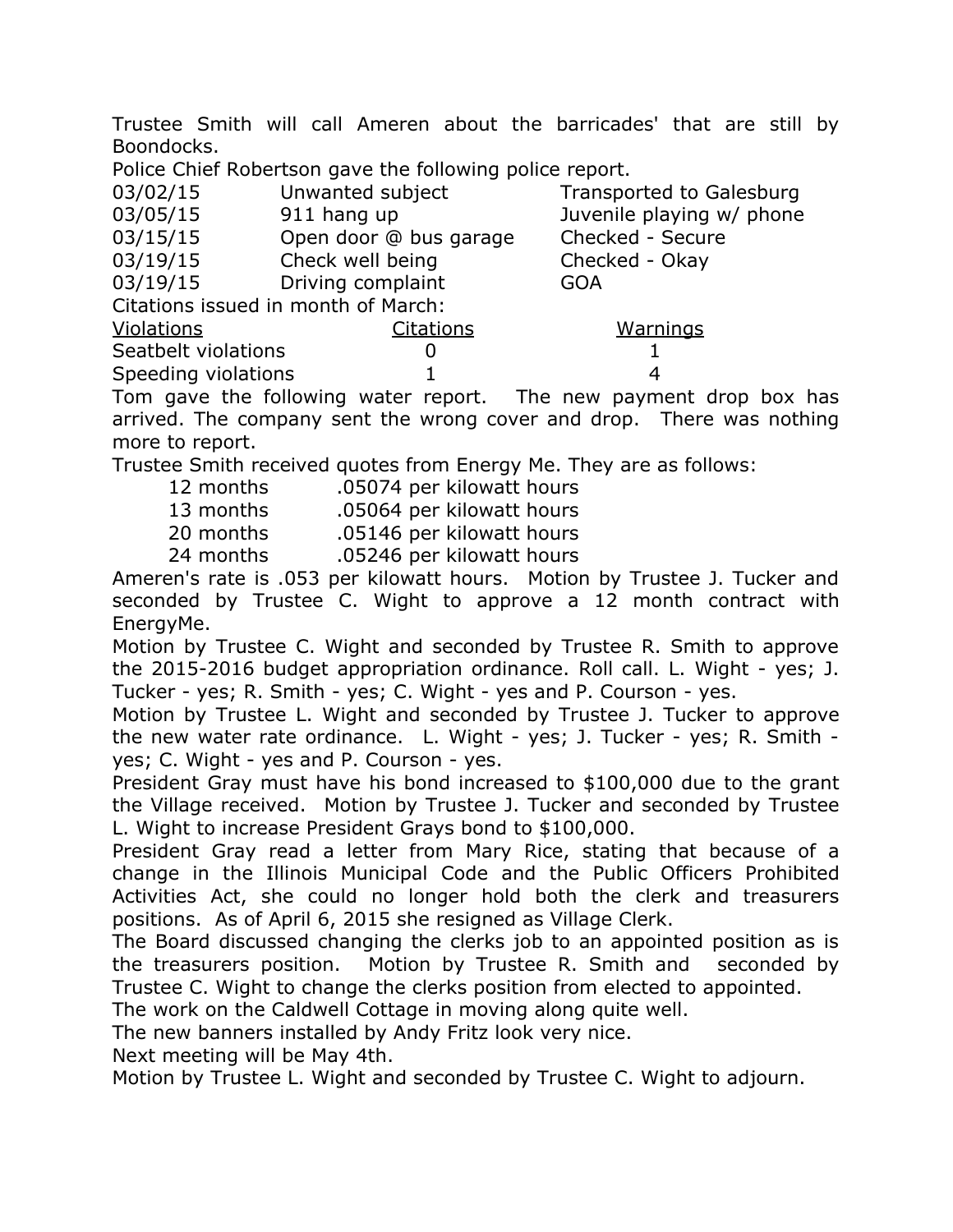Trustee Smith will call Ameren about the barricades' that are still by Boondocks.

Police Chief Robertson gave the following police report.

| | | |
|---|---|---|
| 03/02/15 | Unwanted subject | Transported to Galesburg |
| 03/05/15 | 911 hang up | Juvenile playing w/ phone |
| 03/15/15 | Open door @ bus garage | Checked - Secure |
| 03/19/15 | Check well being | Checked - Okay |
| 03/19/15 | Driving complaint | GOA |

Citations issued in month of March:

| Violations | Citations | Warnings |
|---|---|---|
| Seatbelt violations | 0 | 1 |
| Speeding violations | 1 | 4 |

Tom gave the following water report. The new payment drop box has arrived. The company sent the wrong cover and drop. There was nothing more to report.

Trustee Smith received quotes from Energy Me. They are as follows:

| | |
|---|---|
| 12 months | .05074 per kilowatt hours |
| 13 months | .05064 per kilowatt hours |
| 20 months | .05146 per kilowatt hours |
| 24 months | .05246 per kilowatt hours |

Ameren's rate is .053 per kilowatt hours. Motion by Trustee J. Tucker and seconded by Trustee C. Wight to approve a 12 month contract with EnergyMe.

Motion by Trustee C. Wight and seconded by Trustee R. Smith to approve the 2015-2016 budget appropriation ordinance. Roll call. L. Wight - yes; J. Tucker - yes; R. Smith - yes; C. Wight - yes and P. Courson - yes.

Motion by Trustee L. Wight and seconded by Trustee J. Tucker to approve the new water rate ordinance. L. Wight - yes; J. Tucker - yes; R. Smith - yes; C. Wight - yes and P. Courson - yes.

President Gray must have his bond increased to $100,000 due to the grant the Village received. Motion by Trustee J. Tucker and seconded by Trustee L. Wight to increase President Grays bond to $100,000.

President Gray read a letter from Mary Rice, stating that because of a change in the Illinois Municipal Code and the Public Officers Prohibited Activities Act, she could no longer hold both the clerk and treasurers positions. As of April 6, 2015 she resigned as Village Clerk.

The Board discussed changing the clerks job to an appointed position as is the treasurers position. Motion by Trustee R. Smith and seconded by Trustee C. Wight to change the clerks position from elected to appointed.

The work on the Caldwell Cottage in moving along quite well.

The new banners installed by Andy Fritz look very nice.

Next meeting will be May 4th.

Motion by Trustee L. Wight and seconded by Trustee C. Wight to adjourn.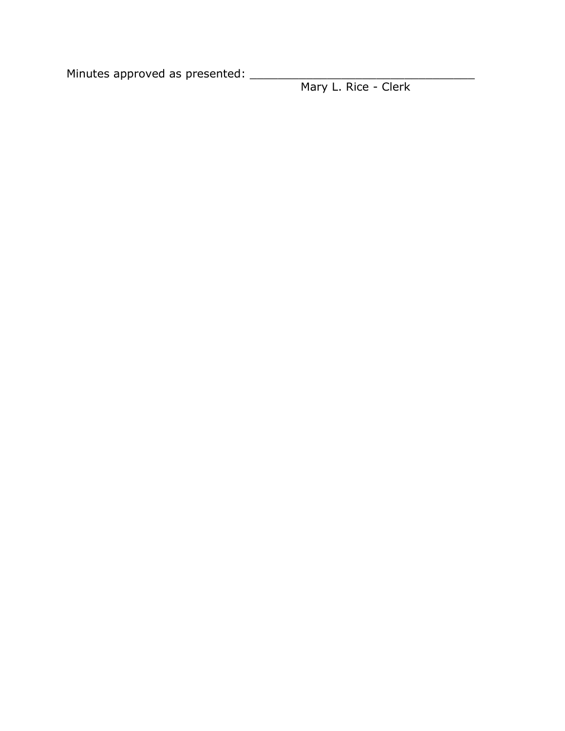Minutes approved as presented: _________________________________

Mary L. Rice - Clerk